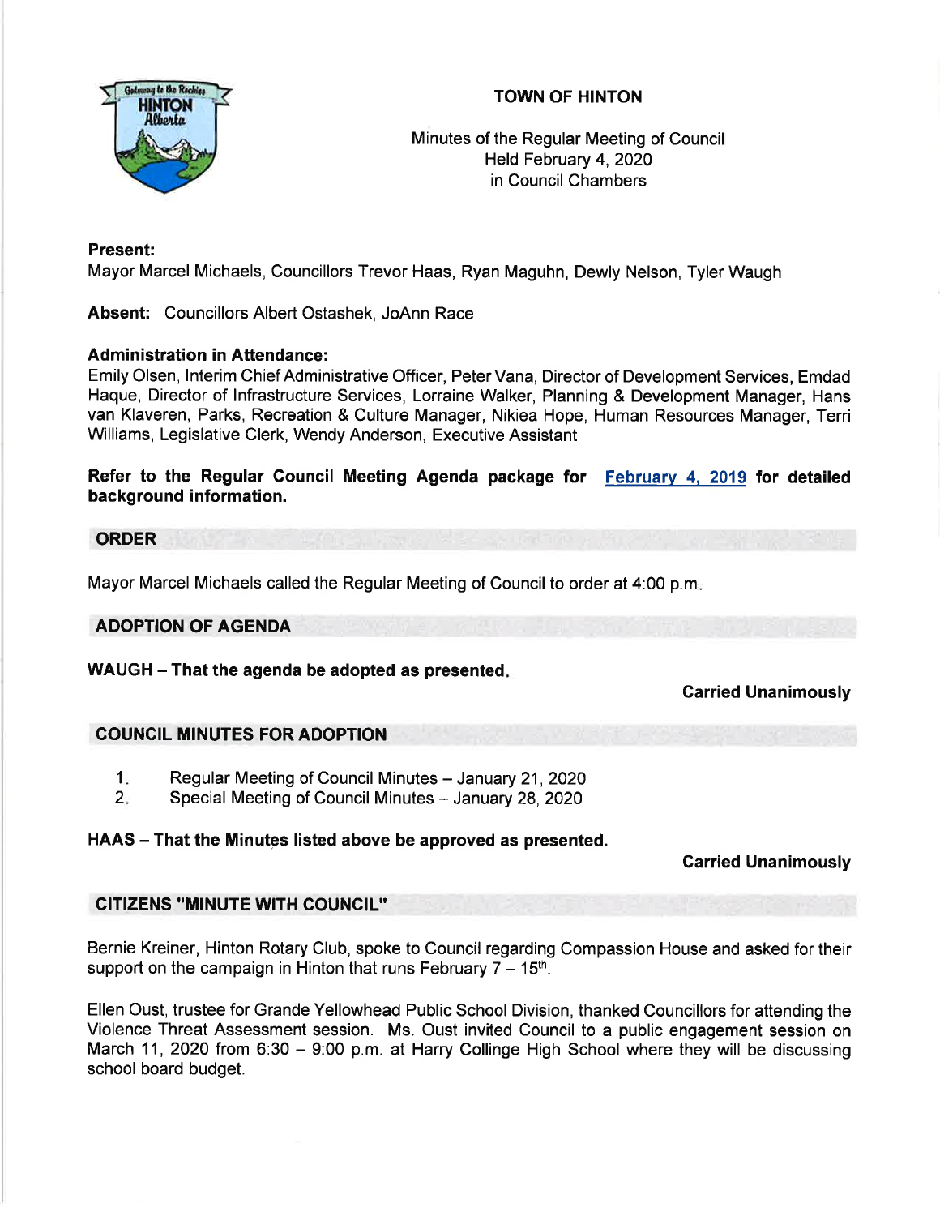# TOWN OF HINTON

Minutes of the Regular Meeting of Council
Held February 4, 2020
in Council Chambers

**Present:**
Mayor Marcel Michaels, Councillors Trevor Haas, Ryan Maguhn, Dewly Nelson, Tyler Waugh

**Absent:** Councillors Albert Ostashek, JoAnn Race

**Administration in Attendance:**
Emily Olsen, Interim Chief Administrative Officer, Peter Vana, Director of Development Services, Emdad Haque, Director of Infrastructure Services, Lorraine Walker, Planning & Development Manager, Hans van Klaveren, Parks, Recreation & Culture Manager, Nikiea Hope, Human Resources Manager, Terri Williams, Legislative Clerk, Wendy Anderson, Executive Assistant

**Refer to the Regular Council Meeting Agenda package for February 4, 2019 for detailed background information.**

## ORDER

Mayor Marcel Michaels called the Regular Meeting of Council to order at 4:00 p.m.

## ADOPTION OF AGENDA

**WAUGH – That the agenda be adopted as presented.**

**Carried Unanimously**

## COUNCIL MINUTES FOR ADOPTION

1. Regular Meeting of Council Minutes – January 21, 2020
2. Special Meeting of Council Minutes – January 28, 2020

**HAAS – That the Minutes listed above be approved as presented.**

**Carried Unanimously**

## CITIZENS "MINUTE WITH COUNCIL"

Bernie Kreiner, Hinton Rotary Club, spoke to Council regarding Compassion House and asked for their support on the campaign in Hinton that runs February 7 – 15th.

Ellen Oust, trustee for Grande Yellowhead Public School Division, thanked Councillors for attending the Violence Threat Assessment session. Ms. Oust invited Council to a public engagement session on March 11, 2020 from 6:30 – 9:00 p.m. at Harry Collinge High School where they will be discussing school board budget.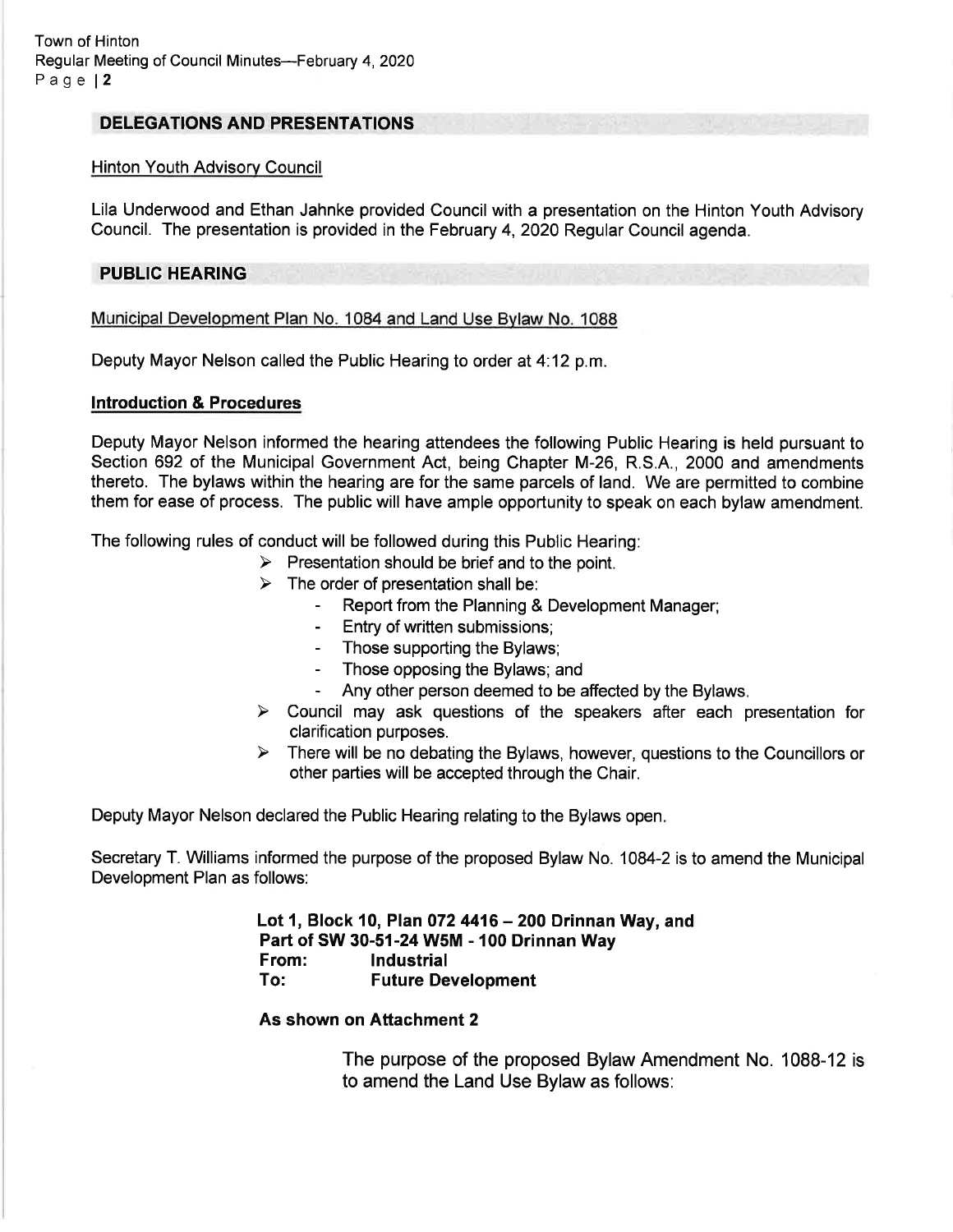## DELEGATIONS AND PRESENTATIONS

Hinton Youth Advisory Council

Lila Underwood and Ethan Jahnke provided Council with a presentation on the Hinton Youth Advisory Council. The presentation is provided in the February 4, 2020 Regular Council agenda.

## PUBLIC HEARING

Municipal Development Plan No. 1084 and Land Use Bylaw No. 1088

Deputy Mayor Nelson called the Public Hearing to order at 4:12 p.m.

**Introduction & Procedures**

Deputy Mayor Nelson informed the hearing attendees the following Public Hearing is held pursuant to Section 692 of the Municipal Government Act, being Chapter M-26, R.S.A., 2000 and amendments thereto. The bylaws within the hearing are for the same parcels of land. We are permitted to combine them for ease of process. The public will have ample opportunity to speak on each bylaw amendment.

The following rules of conduct will be followed during this Public Hearing:

- Presentation should be brief and to the point.
- The order of presentation shall be:
  - Report from the Planning & Development Manager;
  - Entry of written submissions;
  - Those supporting the Bylaws;
  - Those opposing the Bylaws; and
  - Any other person deemed to be affected by the Bylaws.
- Council may ask questions of the speakers after each presentation for clarification purposes.
- There will be no debating the Bylaws, however, questions to the Councillors or other parties will be accepted through the Chair.

Deputy Mayor Nelson declared the Public Hearing relating to the Bylaws open.

Secretary T. Williams informed the purpose of the proposed Bylaw No. 1084-2 is to amend the Municipal Development Plan as follows:

**Lot 1, Block 10, Plan 072 4416 – 200 Drinnan Way, and**
**Part of SW 30-51-24 W5M - 100 Drinnan Way**
**From: Industrial**
**To: Future Development**

**As shown on Attachment 2**

The purpose of the proposed Bylaw Amendment No. 1088-12 is to amend the Land Use Bylaw as follows: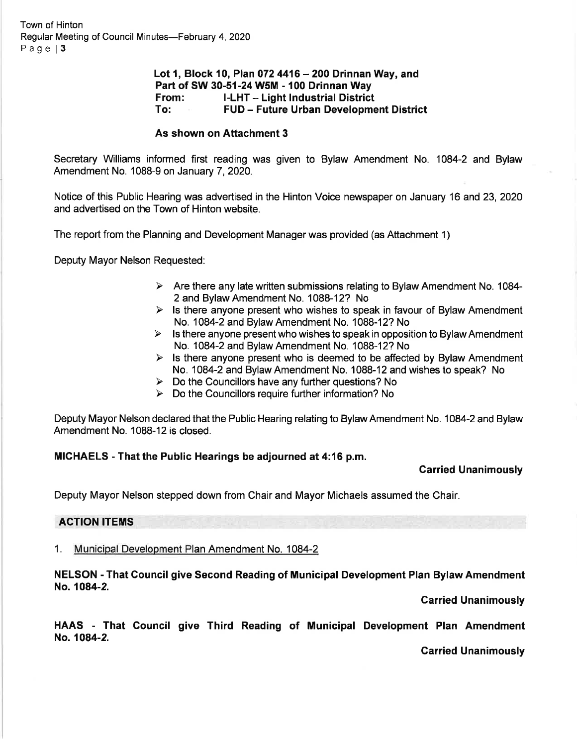**Lot 1, Block 10, Plan 072 4416 – 200 Drinnan Way, and**
**Part of SW 30-51-24 W5M - 100 Drinnan Way**
**From: I-LHT – Light Industrial District**
**To: FUD – Future Urban Development District**

**As shown on Attachment 3**

Secretary Williams informed first reading was given to Bylaw Amendment No. 1084-2 and Bylaw Amendment No. 1088-9 on January 7, 2020.

Notice of this Public Hearing was advertised in the Hinton Voice newspaper on January 16 and 23, 2020 and advertised on the Town of Hinton website.

The report from the Planning and Development Manager was provided (as Attachment 1)

Deputy Mayor Nelson Requested:

- Are there any late written submissions relating to Bylaw Amendment No. 1084-2 and Bylaw Amendment No. 1088-12? No
- Is there anyone present who wishes to speak in favour of Bylaw Amendment No. 1084-2 and Bylaw Amendment No. 1088-12? No
- Is there anyone present who wishes to speak in opposition to Bylaw Amendment No. 1084-2 and Bylaw Amendment No. 1088-12? No
- Is there anyone present who is deemed to be affected by Bylaw Amendment No. 1084-2 and Bylaw Amendment No. 1088-12 and wishes to speak? No
- Do the Councillors have any further questions? No
- Do the Councillors require further information? No

Deputy Mayor Nelson declared that the Public Hearing relating to Bylaw Amendment No. 1084-2 and Bylaw Amendment No. 1088-12 is closed.

**MICHAELS - That the Public Hearings be adjourned at 4:16 p.m.**

**Carried Unanimously**

Deputy Mayor Nelson stepped down from Chair and Mayor Michaels assumed the Chair.

## ACTION ITEMS

1. Municipal Development Plan Amendment No. 1084-2

**NELSON - That Council give Second Reading of Municipal Development Plan Bylaw Amendment No. 1084-2.**

**Carried Unanimously**

**HAAS - That Council give Third Reading of Municipal Development Plan Amendment No. 1084-2.**

**Carried Unanimously**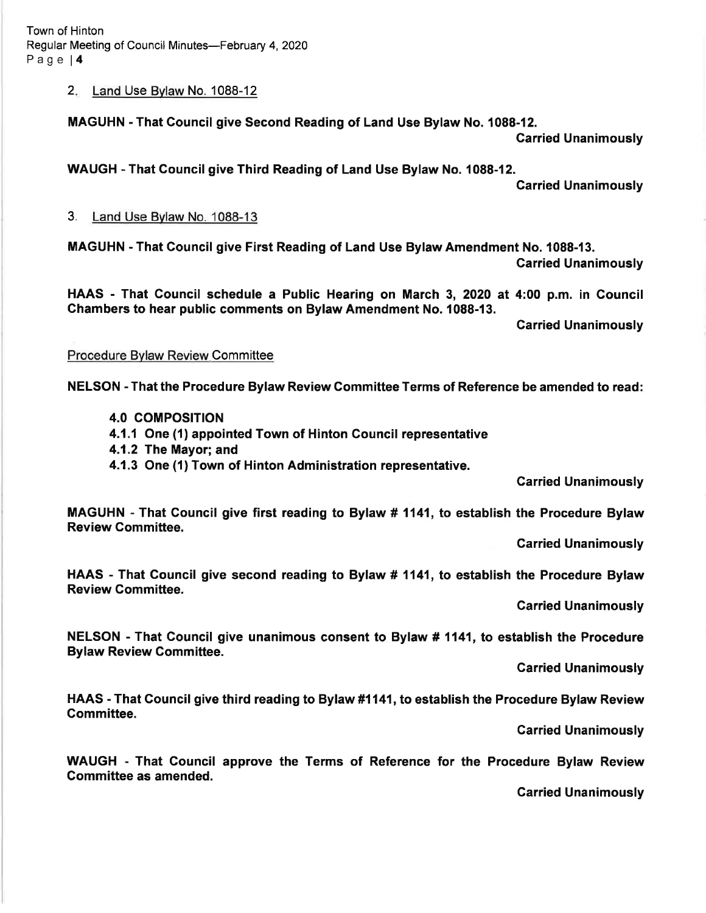2. Land Use Bylaw No. 1088-12

**MAGUHN - That Council give Second Reading of Land Use Bylaw No. 1088-12.**

**Carried Unanimously**

**WAUGH - That Council give Third Reading of Land Use Bylaw No. 1088-12.**

**Carried Unanimously**

3. Land Use Bylaw No. 1088-13

**MAGUHN - That Council give First Reading of Land Use Bylaw Amendment No. 1088-13.**

**Carried Unanimously**

**HAAS - That Council schedule a Public Hearing on March 3, 2020 at 4:00 p.m. in Council Chambers to hear public comments on Bylaw Amendment No. 1088-13.**

**Carried Unanimously**

Procedure Bylaw Review Committee

**NELSON - That the Procedure Bylaw Review Committee Terms of Reference be amended to read:**

**4.0 COMPOSITION**
**4.1.1 One (1) appointed Town of Hinton Council representative**
**4.1.2 The Mayor; and**
**4.1.3 One (1) Town of Hinton Administration representative.**

**Carried Unanimously**

**MAGUHN - That Council give first reading to Bylaw # 1141, to establish the Procedure Bylaw Review Committee.**

**Carried Unanimously**

**HAAS - That Council give second reading to Bylaw # 1141, to establish the Procedure Bylaw Review Committee.**

**Carried Unanimously**

**NELSON - That Council give unanimous consent to Bylaw # 1141, to establish the Procedure Bylaw Review Committee.**

**Carried Unanimously**

**HAAS - That Council give third reading to Bylaw #1141, to establish the Procedure Bylaw Review Committee.**

**Carried Unanimously**

**WAUGH - That Council approve the Terms of Reference for the Procedure Bylaw Review Committee as amended.**

**Carried Unanimously**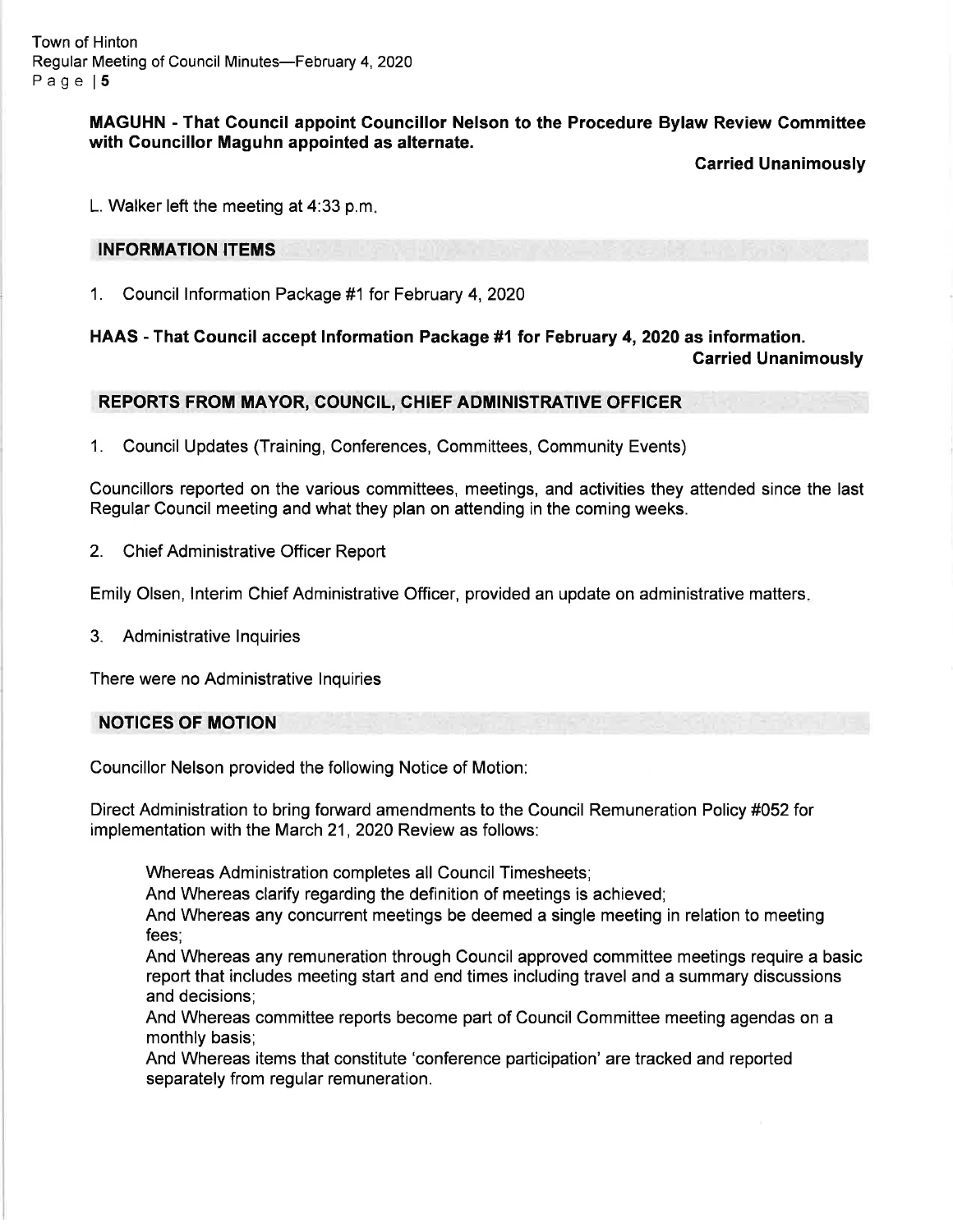**MAGUHN - That Council appoint Councillor Nelson to the Procedure Bylaw Review Committee with Councillor Maguhn appointed as alternate.**

**Carried Unanimously**

L. Walker left the meeting at 4:33 p.m.

## INFORMATION ITEMS

1. Council Information Package #1 for February 4, 2020

**HAAS - That Council accept Information Package #1 for February 4, 2020 as information.**

**Carried Unanimously**

## REPORTS FROM MAYOR, COUNCIL, CHIEF ADMINISTRATIVE OFFICER

1. Council Updates (Training, Conferences, Committees, Community Events)

Councillors reported on the various committees, meetings, and activities they attended since the last Regular Council meeting and what they plan on attending in the coming weeks.

2. Chief Administrative Officer Report

Emily Olsen, Interim Chief Administrative Officer, provided an update on administrative matters.

3. Administrative Inquiries

There were no Administrative Inquiries

## NOTICES OF MOTION

Councillor Nelson provided the following Notice of Motion:

Direct Administration to bring forward amendments to the Council Remuneration Policy #052 for implementation with the March 21, 2020 Review as follows:

> Whereas Administration completes all Council Timesheets;
> And Whereas clarify regarding the definition of meetings is achieved;
> And Whereas any concurrent meetings be deemed a single meeting in relation to meeting fees;
> And Whereas any remuneration through Council approved committee meetings require a basic report that includes meeting start and end times including travel and a summary discussions and decisions;
> And Whereas committee reports become part of Council Committee meeting agendas on a monthly basis;
> And Whereas items that constitute 'conference participation' are tracked and reported separately from regular remuneration.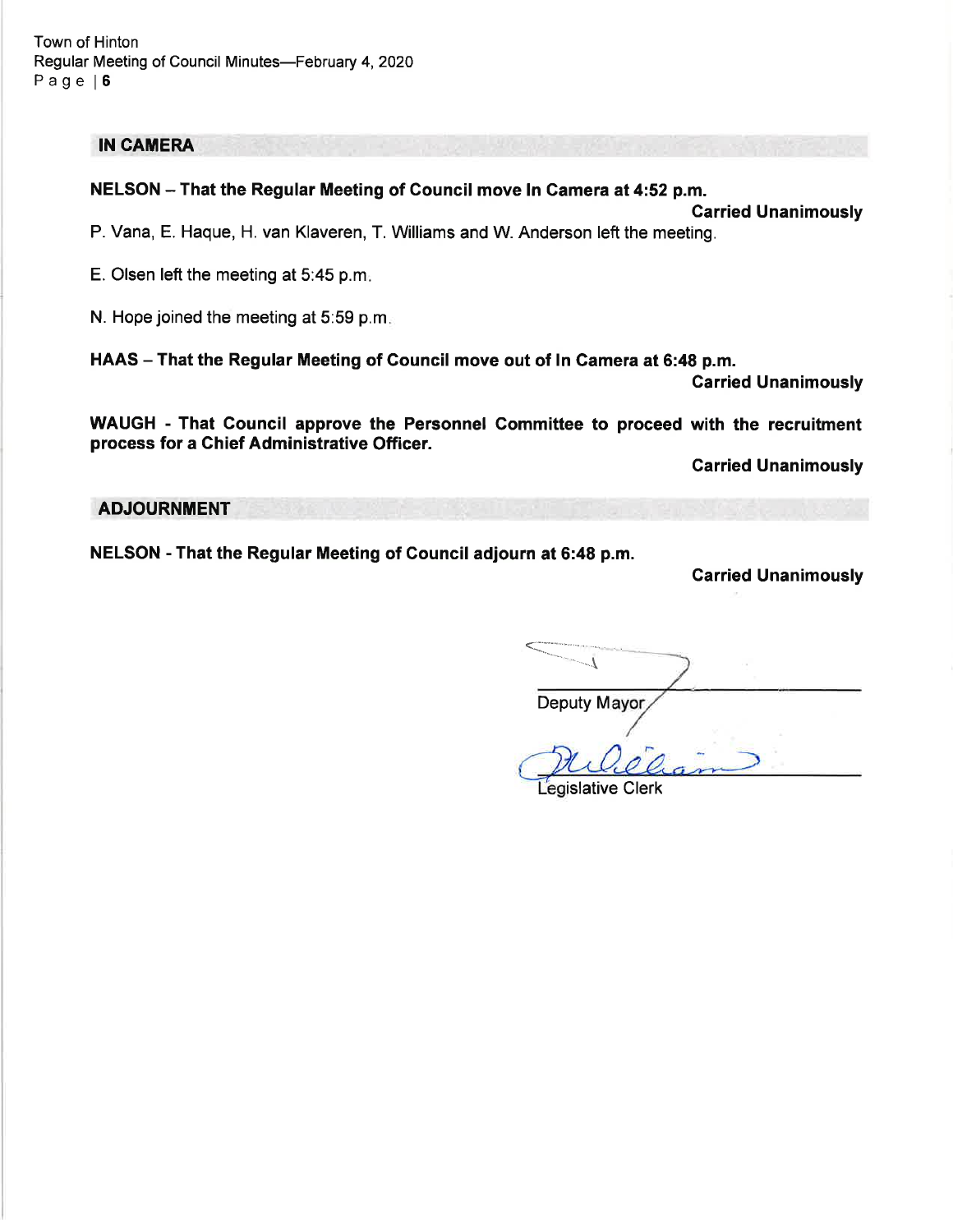## IN CAMERA

**NELSON – That the Regular Meeting of Council move In Camera at 4:52 p.m.**

**Carried Unanimously**

P. Vana, E. Haque, H. van Klaveren, T. Williams and W. Anderson left the meeting.

E. Olsen left the meeting at 5:45 p.m.

N. Hope joined the meeting at 5:59 p.m.

**HAAS – That the Regular Meeting of Council move out of In Camera at 6:48 p.m.**

**Carried Unanimously**

**WAUGH - That Council approve the Personnel Committee to proceed with the recruitment process for a Chief Administrative Officer.**

**Carried Unanimously**

## ADJOURNMENT

**NELSON - That the Regular Meeting of Council adjourn at 6:48 p.m.**

**Carried Unanimously**

Deputy Mayor

Legislative Clerk